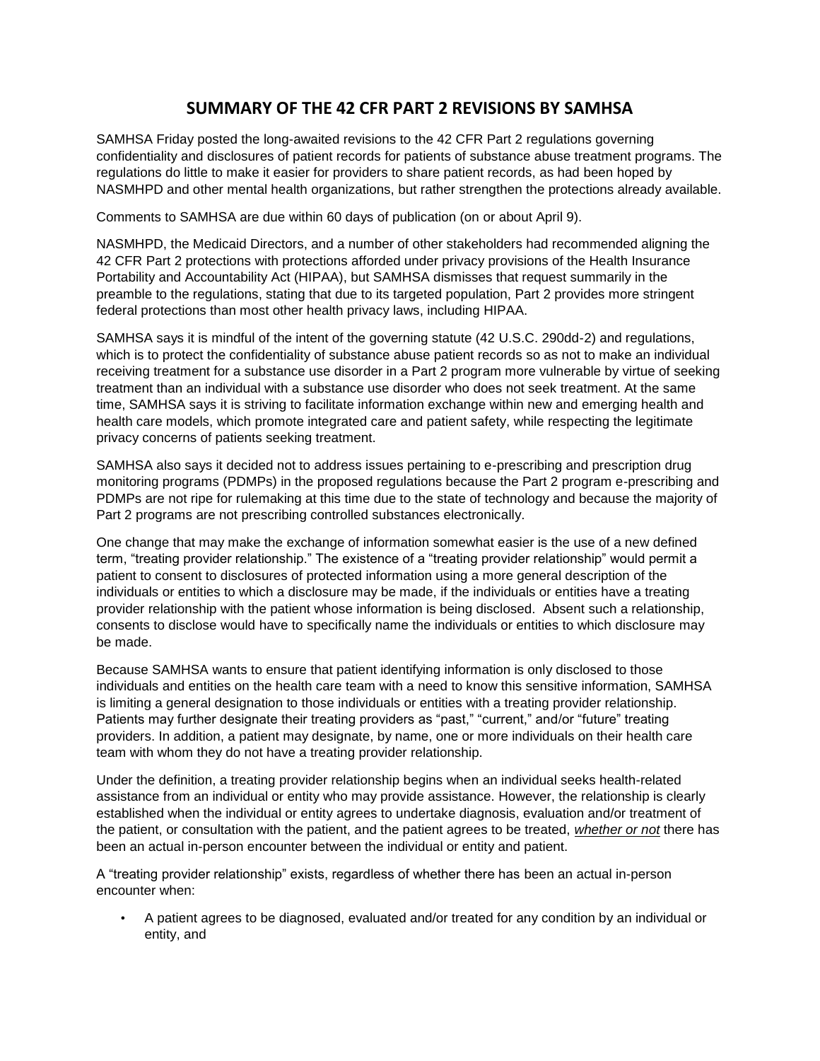# SUMMARY OF THE 42 CFR PART 2 REVISIONS BY SAMHSA

SAMHSA Friday posted the long-awaited revisions to the 42 CFR Part 2 regulations governing confidentiality and disclosures of patient records for patients of substance abuse treatment programs. The regulations do little to make it easier for providers to share patient records, as had been hoped by NASMHPD and other mental health organizations, but rather strengthen the protections already available.

Comments to SAMHSA are due within 60 days of publication (on or about April 9).

NASMHPD, the Medicaid Directors, and a number of other stakeholders had recommended aligning the 42 CFR Part 2 protections with protections afforded under privacy provisions of the Health Insurance Portability and Accountability Act (HIPAA), but SAMHSA dismisses that request summarily in the preamble to the regulations, stating that due to its targeted population, Part 2 provides more stringent federal protections than most other health privacy laws, including HIPAA.

SAMHSA says it is mindful of the intent of the governing statute (42 U.S.C. 290dd-2) and regulations, which is to protect the confidentiality of substance abuse patient records so as not to make an individual receiving treatment for a substance use disorder in a Part 2 program more vulnerable by virtue of seeking treatment than an individual with a substance use disorder who does not seek treatment. At the same time, SAMHSA says it is striving to facilitate information exchange within new and emerging health and health care models, which promote integrated care and patient safety, while respecting the legitimate privacy concerns of patients seeking treatment.

SAMHSA also says it decided not to address issues pertaining to e-prescribing and prescription drug monitoring programs (PDMPs) in the proposed regulations because the Part 2 program e-prescribing and PDMPs are not ripe for rulemaking at this time due to the state of technology and because the majority of Part 2 programs are not prescribing controlled substances electronically.

One change that may make the exchange of information somewhat easier is the use of a new defined term, "treating provider relationship." The existence of a "treating provider relationship" would permit a patient to consent to disclosures of protected information using a more general description of the individuals or entities to which a disclosure may be made, if the individuals or entities have a treating provider relationship with the patient whose information is being disclosed. Absent such a relationship, consents to disclose would have to specifically name the individuals or entities to which disclosure may be made.

Because SAMHSA wants to ensure that patient identifying information is only disclosed to those individuals and entities on the health care team with a need to know this sensitive information, SAMHSA is limiting a general designation to those individuals or entities with a treating provider relationship. Patients may further designate their treating providers as "past," "current," and/or "future" treating providers. In addition, a patient may designate, by name, one or more individuals on their health care team with whom they do not have a treating provider relationship.

Under the definition, a treating provider relationship begins when an individual seeks health-related assistance from an individual or entity who may provide assistance. However, the relationship is clearly established when the individual or entity agrees to undertake diagnosis, evaluation and/or treatment of the patient, or consultation with the patient, and the patient agrees to be treated, ***whether or not*** there has been an actual in-person encounter between the individual or entity and patient.

A "treating provider relationship" exists, regardless of whether there has been an actual in-person encounter when:

- A patient agrees to be diagnosed, evaluated and/or treated for any condition by an individual or entity, and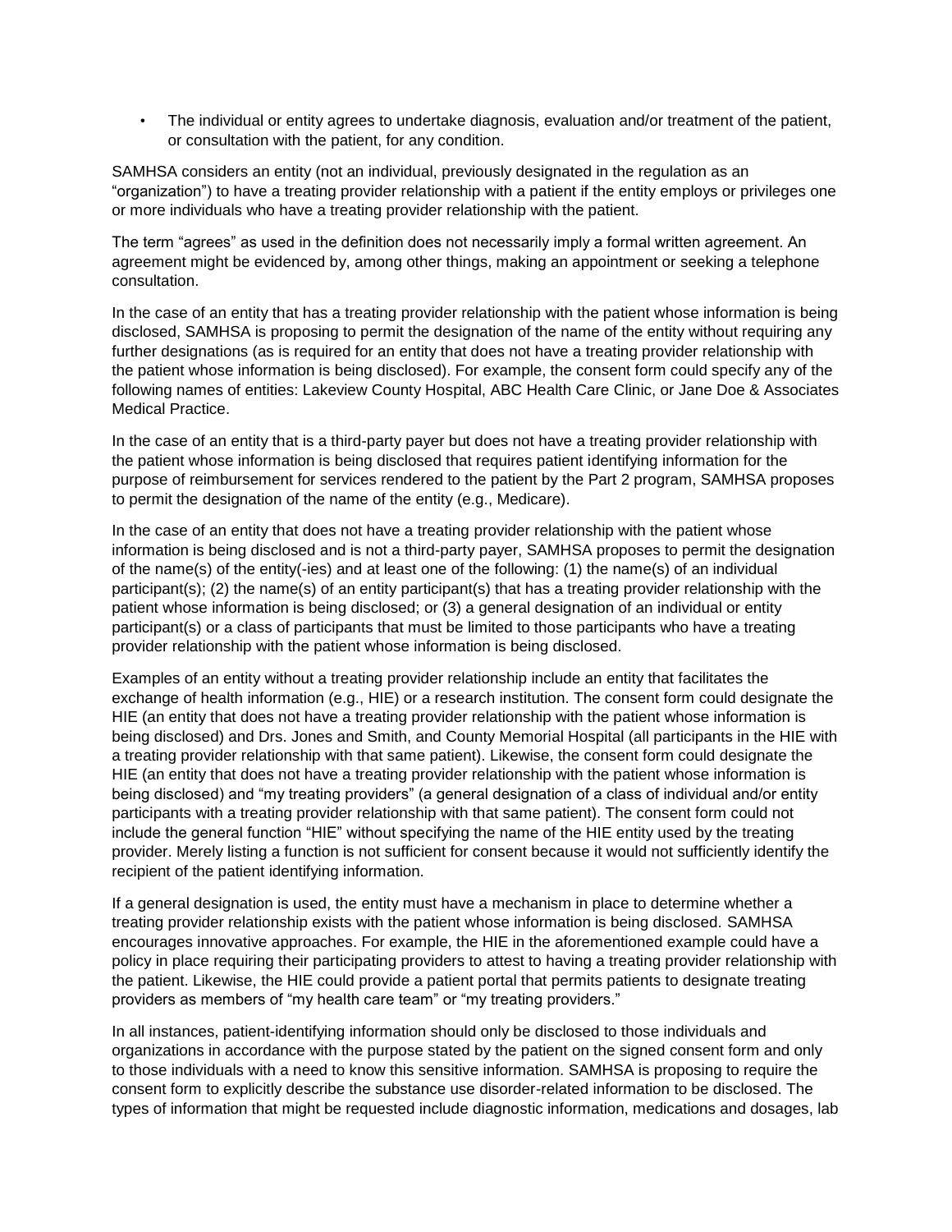- The individual or entity agrees to undertake diagnosis, evaluation and/or treatment of the patient, or consultation with the patient, for any condition.

SAMHSA considers an entity (not an individual, previously designated in the regulation as an "organization") to have a treating provider relationship with a patient if the entity employs or privileges one or more individuals who have a treating provider relationship with the patient.

The term "agrees" as used in the definition does not necessarily imply a formal written agreement. An agreement might be evidenced by, among other things, making an appointment or seeking a telephone consultation.

In the case of an entity that has a treating provider relationship with the patient whose information is being disclosed, SAMHSA is proposing to permit the designation of the name of the entity without requiring any further designations (as is required for an entity that does not have a treating provider relationship with the patient whose information is being disclosed). For example, the consent form could specify any of the following names of entities: Lakeview County Hospital, ABC Health Care Clinic, or Jane Doe & Associates Medical Practice.

In the case of an entity that is a third-party payer but does not have a treating provider relationship with the patient whose information is being disclosed that requires patient identifying information for the purpose of reimbursement for services rendered to the patient by the Part 2 program, SAMHSA proposes to permit the designation of the name of the entity (e.g., Medicare).

In the case of an entity that does not have a treating provider relationship with the patient whose information is being disclosed and is not a third-party payer, SAMHSA proposes to permit the designation of the name(s) of the entity(-ies) and at least one of the following: (1) the name(s) of an individual participant(s); (2) the name(s) of an entity participant(s) that has a treating provider relationship with the patient whose information is being disclosed; or (3) a general designation of an individual or entity participant(s) or a class of participants that must be limited to those participants who have a treating provider relationship with the patient whose information is being disclosed.

Examples of an entity without a treating provider relationship include an entity that facilitates the exchange of health information (e.g., HIE) or a research institution. The consent form could designate the HIE (an entity that does not have a treating provider relationship with the patient whose information is being disclosed) and Drs. Jones and Smith, and County Memorial Hospital (all participants in the HIE with a treating provider relationship with that same patient). Likewise, the consent form could designate the HIE (an entity that does not have a treating provider relationship with the patient whose information is being disclosed) and "my treating providers" (a general designation of a class of individual and/or entity participants with a treating provider relationship with that same patient). The consent form could not include the general function "HIE" without specifying the name of the HIE entity used by the treating provider. Merely listing a function is not sufficient for consent because it would not sufficiently identify the recipient of the patient identifying information.

If a general designation is used, the entity must have a mechanism in place to determine whether a treating provider relationship exists with the patient whose information is being disclosed. SAMHSA encourages innovative approaches. For example, the HIE in the aforementioned example could have a policy in place requiring their participating providers to attest to having a treating provider relationship with the patient. Likewise, the HIE could provide a patient portal that permits patients to designate treating providers as members of "my health care team" or "my treating providers."

In all instances, patient-identifying information should only be disclosed to those individuals and organizations in accordance with the purpose stated by the patient on the signed consent form and only to those individuals with a need to know this sensitive information. SAMHSA is proposing to require the consent form to explicitly describe the substance use disorder-related information to be disclosed. The types of information that might be requested include diagnostic information, medications and dosages, lab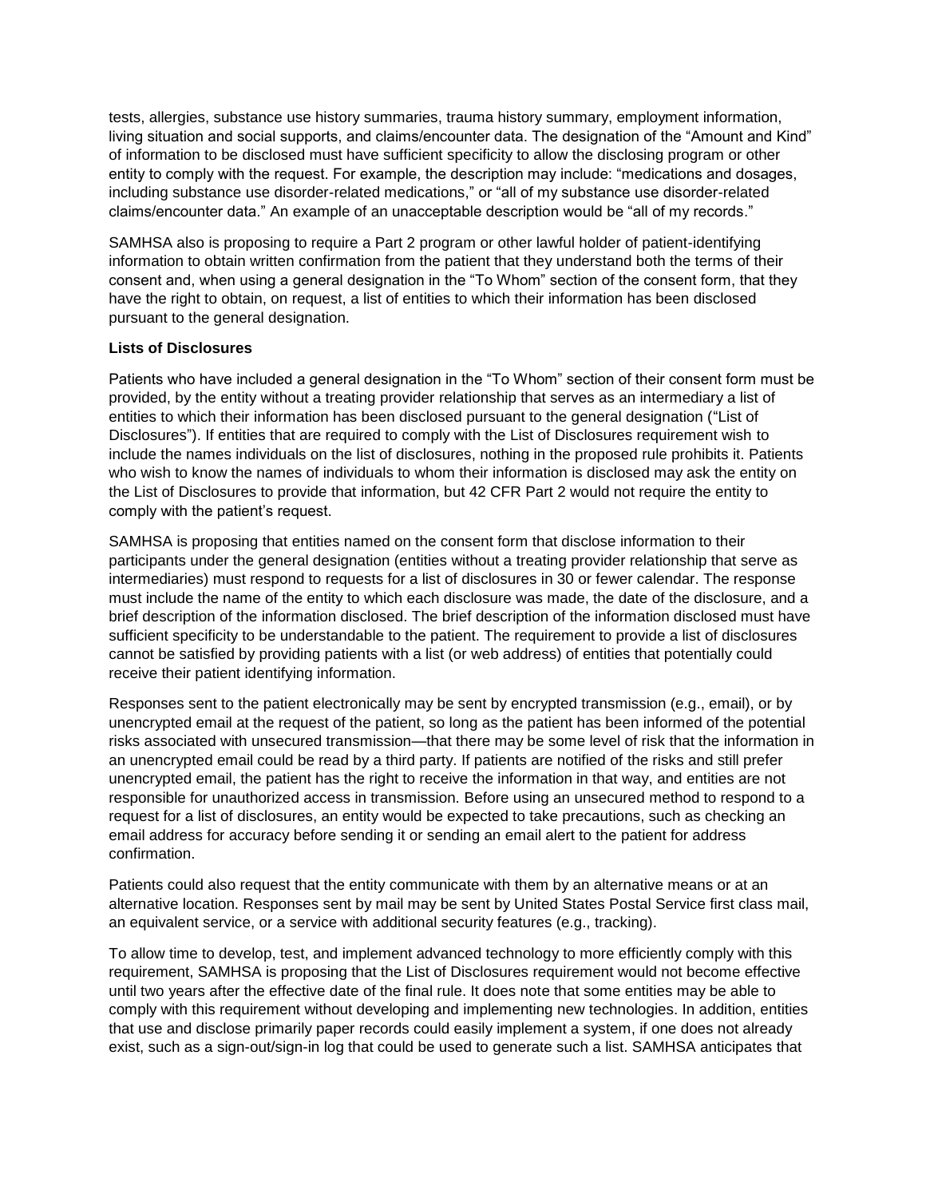tests, allergies, substance use history summaries, trauma history summary, employment information, living situation and social supports, and claims/encounter data. The designation of the "Amount and Kind" of information to be disclosed must have sufficient specificity to allow the disclosing program or other entity to comply with the request. For example, the description may include: "medications and dosages, including substance use disorder-related medications," or "all of my substance use disorder-related claims/encounter data." An example of an unacceptable description would be "all of my records."

SAMHSA also is proposing to require a Part 2 program or other lawful holder of patient-identifying information to obtain written confirmation from the patient that they understand both the terms of their consent and, when using a general designation in the "To Whom" section of the consent form, that they have the right to obtain, on request, a list of entities to which their information has been disclosed pursuant to the general designation.

**Lists of Disclosures**

Patients who have included a general designation in the "To Whom" section of their consent form must be provided, by the entity without a treating provider relationship that serves as an intermediary a list of entities to which their information has been disclosed pursuant to the general designation ("List of Disclosures"). If entities that are required to comply with the List of Disclosures requirement wish to include the names individuals on the list of disclosures, nothing in the proposed rule prohibits it. Patients who wish to know the names of individuals to whom their information is disclosed may ask the entity on the List of Disclosures to provide that information, but 42 CFR Part 2 would not require the entity to comply with the patient's request.

SAMHSA is proposing that entities named on the consent form that disclose information to their participants under the general designation (entities without a treating provider relationship that serve as intermediaries) must respond to requests for a list of disclosures in 30 or fewer calendar. The response must include the name of the entity to which each disclosure was made, the date of the disclosure, and a brief description of the information disclosed. The brief description of the information disclosed must have sufficient specificity to be understandable to the patient. The requirement to provide a list of disclosures cannot be satisfied by providing patients with a list (or web address) of entities that potentially could receive their patient identifying information.

Responses sent to the patient electronically may be sent by encrypted transmission (e.g., email), or by unencrypted email at the request of the patient, so long as the patient has been informed of the potential risks associated with unsecured transmission—that there may be some level of risk that the information in an unencrypted email could be read by a third party. If patients are notified of the risks and still prefer unencrypted email, the patient has the right to receive the information in that way, and entities are not responsible for unauthorized access in transmission. Before using an unsecured method to respond to a request for a list of disclosures, an entity would be expected to take precautions, such as checking an email address for accuracy before sending it or sending an email alert to the patient for address confirmation.

Patients could also request that the entity communicate with them by an alternative means or at an alternative location. Responses sent by mail may be sent by United States Postal Service first class mail, an equivalent service, or a service with additional security features (e.g., tracking).

To allow time to develop, test, and implement advanced technology to more efficiently comply with this requirement, SAMHSA is proposing that the List of Disclosures requirement would not become effective until two years after the effective date of the final rule. It does note that some entities may be able to comply with this requirement without developing and implementing new technologies. In addition, entities that use and disclose primarily paper records could easily implement a system, if one does not already exist, such as a sign-out/sign-in log that could be used to generate such a list. SAMHSA anticipates that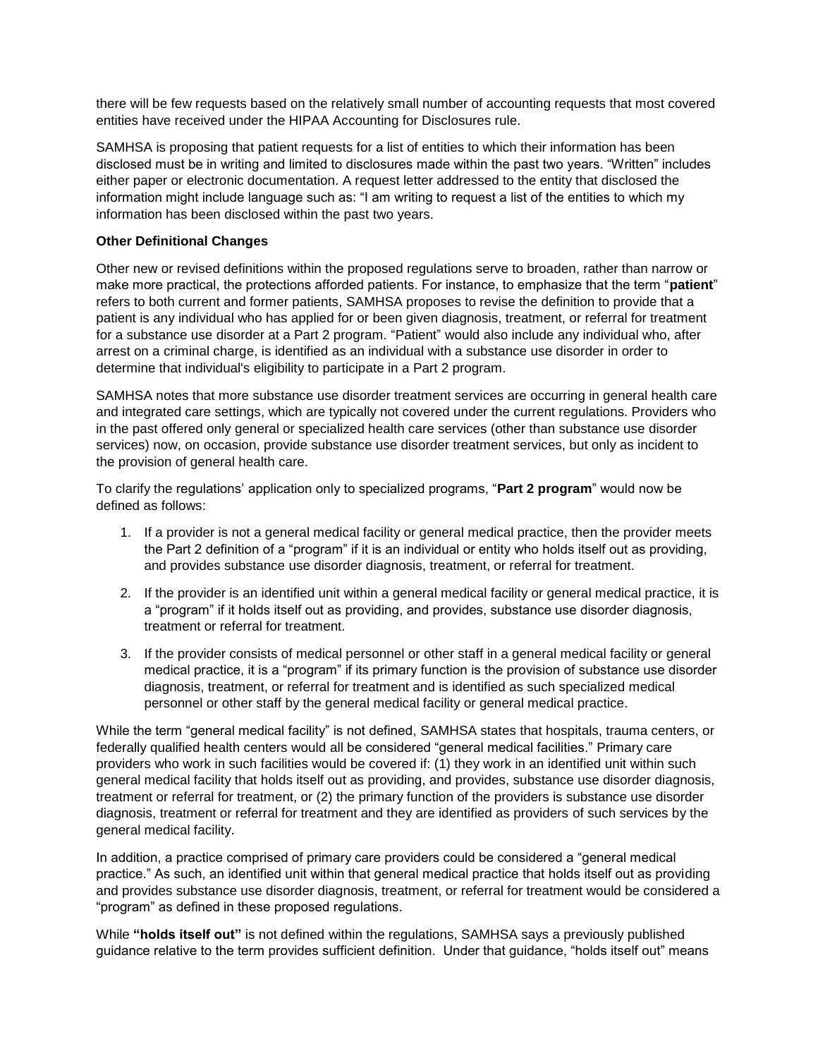there will be few requests based on the relatively small number of accounting requests that most covered entities have received under the HIPAA Accounting for Disclosures rule.

SAMHSA is proposing that patient requests for a list of entities to which their information has been disclosed must be in writing and limited to disclosures made within the past two years. "Written" includes either paper or electronic documentation. A request letter addressed to the entity that disclosed the information might include language such as: "I am writing to request a list of the entities to which my information has been disclosed within the past two years.

**Other Definitional Changes**

Other new or revised definitions within the proposed regulations serve to broaden, rather than narrow or make more practical, the protections afforded patients. For instance, to emphasize that the term "**patient**" refers to both current and former patients, SAMHSA proposes to revise the definition to provide that a patient is any individual who has applied for or been given diagnosis, treatment, or referral for treatment for a substance use disorder at a Part 2 program. "Patient" would also include any individual who, after arrest on a criminal charge, is identified as an individual with a substance use disorder in order to determine that individual's eligibility to participate in a Part 2 program.

SAMHSA notes that more substance use disorder treatment services are occurring in general health care and integrated care settings, which are typically not covered under the current regulations. Providers who in the past offered only general or specialized health care services (other than substance use disorder services) now, on occasion, provide substance use disorder treatment services, but only as incident to the provision of general health care.

To clarify the regulations' application only to specialized programs, "**Part 2 program**" would now be defined as follows:

1. If a provider is not a general medical facility or general medical practice, then the provider meets the Part 2 definition of a "program" if it is an individual or entity who holds itself out as providing, and provides substance use disorder diagnosis, treatment, or referral for treatment.
2. If the provider is an identified unit within a general medical facility or general medical practice, it is a "program" if it holds itself out as providing, and provides, substance use disorder diagnosis, treatment or referral for treatment.
3. If the provider consists of medical personnel or other staff in a general medical facility or general medical practice, it is a "program" if its primary function is the provision of substance use disorder diagnosis, treatment, or referral for treatment and is identified as such specialized medical personnel or other staff by the general medical facility or general medical practice.

While the term "general medical facility" is not defined, SAMHSA states that hospitals, trauma centers, or federally qualified health centers would all be considered "general medical facilities." Primary care providers who work in such facilities would be covered if: (1) they work in an identified unit within such general medical facility that holds itself out as providing, and provides, substance use disorder diagnosis, treatment or referral for treatment, or (2) the primary function of the providers is substance use disorder diagnosis, treatment or referral for treatment and they are identified as providers of such services by the general medical facility.

In addition, a practice comprised of primary care providers could be considered a "general medical practice." As such, an identified unit within that general medical practice that holds itself out as providing and provides substance use disorder diagnosis, treatment, or referral for treatment would be considered a "program" as defined in these proposed regulations.

While **"holds itself out"** is not defined within the regulations, SAMHSA says a previously published guidance relative to the term provides sufficient definition. Under that guidance, "holds itself out" means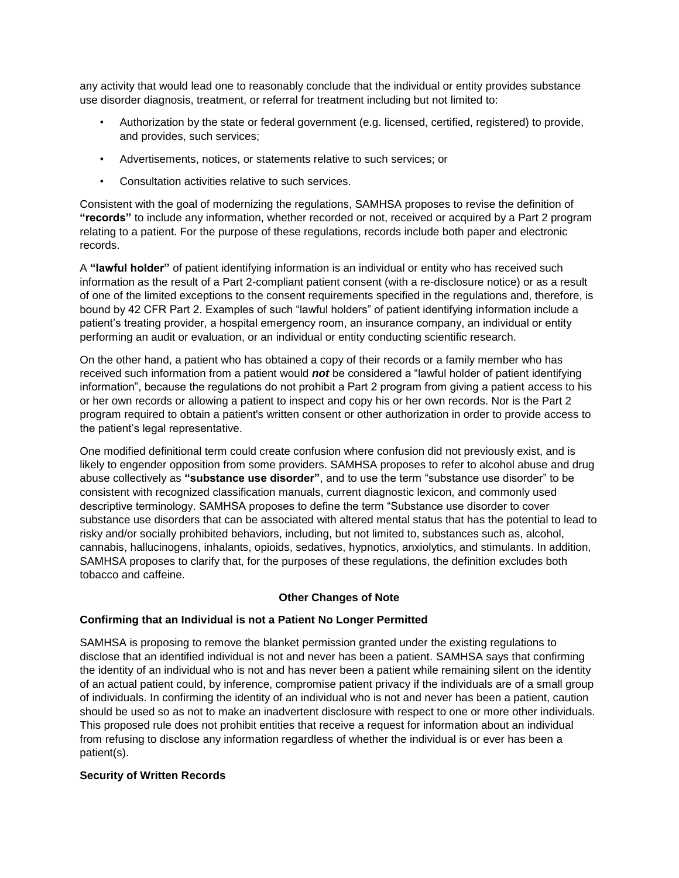any activity that would lead one to reasonably conclude that the individual or entity provides substance use disorder diagnosis, treatment, or referral for treatment including but not limited to:

- Authorization by the state or federal government (e.g. licensed, certified, registered) to provide, and provides, such services;
- Advertisements, notices, or statements relative to such services; or
- Consultation activities relative to such services.

Consistent with the goal of modernizing the regulations, SAMHSA proposes to revise the definition of **"records"** to include any information, whether recorded or not, received or acquired by a Part 2 program relating to a patient. For the purpose of these regulations, records include both paper and electronic records.

A **"lawful holder"** of patient identifying information is an individual or entity who has received such information as the result of a Part 2-compliant patient consent (with a re-disclosure notice) or as a result of one of the limited exceptions to the consent requirements specified in the regulations and, therefore, is bound by 42 CFR Part 2. Examples of such "lawful holders" of patient identifying information include a patient's treating provider, a hospital emergency room, an insurance company, an individual or entity performing an audit or evaluation, or an individual or entity conducting scientific research.

On the other hand, a patient who has obtained a copy of their records or a family member who has received such information from a patient would ***not*** be considered a "lawful holder of patient identifying information", because the regulations do not prohibit a Part 2 program from giving a patient access to his or her own records or allowing a patient to inspect and copy his or her own records. Nor is the Part 2 program required to obtain a patient's written consent or other authorization in order to provide access to the patient's legal representative.

One modified definitional term could create confusion where confusion did not previously exist, and is likely to engender opposition from some providers. SAMHSA proposes to refer to alcohol abuse and drug abuse collectively as **"substance use disorder"**, and to use the term "substance use disorder" to be consistent with recognized classification manuals, current diagnostic lexicon, and commonly used descriptive terminology. SAMHSA proposes to define the term "Substance use disorder to cover substance use disorders that can be associated with altered mental status that has the potential to lead to risky and/or socially prohibited behaviors, including, but not limited to, substances such as, alcohol, cannabis, hallucinogens, inhalants, opioids, sedatives, hypnotics, anxiolytics, and stimulants. In addition, SAMHSA proposes to clarify that, for the purposes of these regulations, the definition excludes both tobacco and caffeine.

### Other Changes of Note

**Confirming that an Individual is not a Patient No Longer Permitted**

SAMHSA is proposing to remove the blanket permission granted under the existing regulations to disclose that an identified individual is not and never has been a patient. SAMHSA says that confirming the identity of an individual who is not and has never been a patient while remaining silent on the identity of an actual patient could, by inference, compromise patient privacy if the individuals are of a small group of individuals. In confirming the identity of an individual who is not and never has been a patient, caution should be used so as not to make an inadvertent disclosure with respect to one or more other individuals. This proposed rule does not prohibit entities that receive a request for information about an individual from refusing to disclose any information regardless of whether the individual is or ever has been a patient(s).

**Security of Written Records**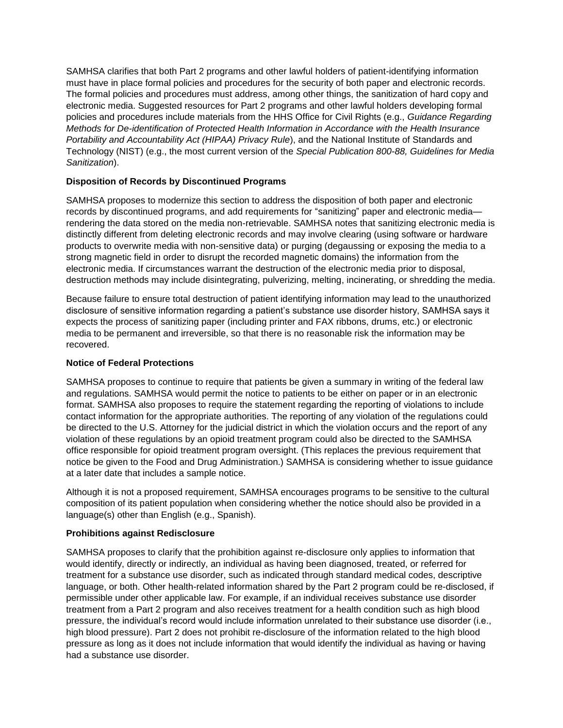SAMHSA clarifies that both Part 2 programs and other lawful holders of patient-identifying information must have in place formal policies and procedures for the security of both paper and electronic records. The formal policies and procedures must address, among other things, the sanitization of hard copy and electronic media. Suggested resources for Part 2 programs and other lawful holders developing formal policies and procedures include materials from the HHS Office for Civil Rights (e.g., *Guidance Regarding Methods for De-identification of Protected Health Information in Accordance with the Health Insurance Portability and Accountability Act (HIPAA) Privacy Rule*), and the National Institute of Standards and Technology (NIST) (e.g., the most current version of the *Special Publication 800-88, Guidelines for Media Sanitization*).

**Disposition of Records by Discontinued Programs**

SAMHSA proposes to modernize this section to address the disposition of both paper and electronic records by discontinued programs, and add requirements for "sanitizing" paper and electronic media—rendering the data stored on the media non-retrievable. SAMHSA notes that sanitizing electronic media is distinctly different from deleting electronic records and may involve clearing (using software or hardware products to overwrite media with non-sensitive data) or purging (degaussing or exposing the media to a strong magnetic field in order to disrupt the recorded magnetic domains) the information from the electronic media. If circumstances warrant the destruction of the electronic media prior to disposal, destruction methods may include disintegrating, pulverizing, melting, incinerating, or shredding the media.

Because failure to ensure total destruction of patient identifying information may lead to the unauthorized disclosure of sensitive information regarding a patient's substance use disorder history, SAMHSA says it expects the process of sanitizing paper (including printer and FAX ribbons, drums, etc.) or electronic media to be permanent and irreversible, so that there is no reasonable risk the information may be recovered.

**Notice of Federal Protections**

SAMHSA proposes to continue to require that patients be given a summary in writing of the federal law and regulations. SAMHSA would permit the notice to patients to be either on paper or in an electronic format. SAMHSA also proposes to require the statement regarding the reporting of violations to include contact information for the appropriate authorities. The reporting of any violation of the regulations could be directed to the U.S. Attorney for the judicial district in which the violation occurs and the report of any violation of these regulations by an opioid treatment program could also be directed to the SAMHSA office responsible for opioid treatment program oversight. (This replaces the previous requirement that notice be given to the Food and Drug Administration.) SAMHSA is considering whether to issue guidance at a later date that includes a sample notice.

Although it is not a proposed requirement, SAMHSA encourages programs to be sensitive to the cultural composition of its patient population when considering whether the notice should also be provided in a language(s) other than English (e.g., Spanish).

**Prohibitions against Redisclosure**

SAMHSA proposes to clarify that the prohibition against re-disclosure only applies to information that would identify, directly or indirectly, an individual as having been diagnosed, treated, or referred for treatment for a substance use disorder, such as indicated through standard medical codes, descriptive language, or both. Other health-related information shared by the Part 2 program could be re-disclosed, if permissible under other applicable law. For example, if an individual receives substance use disorder treatment from a Part 2 program and also receives treatment for a health condition such as high blood pressure, the individual's record would include information unrelated to their substance use disorder (i.e., high blood pressure). Part 2 does not prohibit re-disclosure of the information related to the high blood pressure as long as it does not include information that would identify the individual as having or having had a substance use disorder.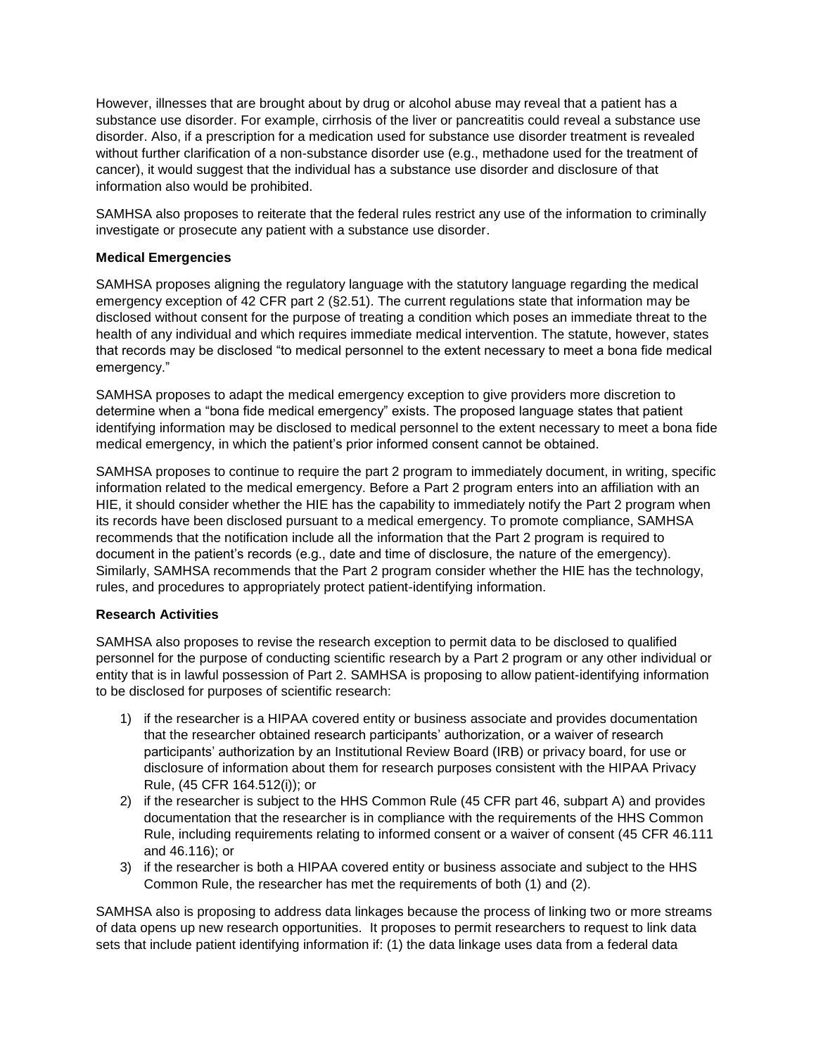However, illnesses that are brought about by drug or alcohol abuse may reveal that a patient has a substance use disorder. For example, cirrhosis of the liver or pancreatitis could reveal a substance use disorder. Also, if a prescription for a medication used for substance use disorder treatment is revealed without further clarification of a non-substance disorder use (e.g., methadone used for the treatment of cancer), it would suggest that the individual has a substance use disorder and disclosure of that information also would be prohibited.

SAMHSA also proposes to reiterate that the federal rules restrict any use of the information to criminally investigate or prosecute any patient with a substance use disorder.

**Medical Emergencies**

SAMHSA proposes aligning the regulatory language with the statutory language regarding the medical emergency exception of 42 CFR part 2 (§2.51). The current regulations state that information may be disclosed without consent for the purpose of treating a condition which poses an immediate threat to the health of any individual and which requires immediate medical intervention. The statute, however, states that records may be disclosed "to medical personnel to the extent necessary to meet a bona fide medical emergency."

SAMHSA proposes to adapt the medical emergency exception to give providers more discretion to determine when a "bona fide medical emergency" exists. The proposed language states that patient identifying information may be disclosed to medical personnel to the extent necessary to meet a bona fide medical emergency, in which the patient's prior informed consent cannot be obtained.

SAMHSA proposes to continue to require the part 2 program to immediately document, in writing, specific information related to the medical emergency. Before a Part 2 program enters into an affiliation with an HIE, it should consider whether the HIE has the capability to immediately notify the Part 2 program when its records have been disclosed pursuant to a medical emergency. To promote compliance, SAMHSA recommends that the notification include all the information that the Part 2 program is required to document in the patient's records (e.g., date and time of disclosure, the nature of the emergency). Similarly, SAMHSA recommends that the Part 2 program consider whether the HIE has the technology, rules, and procedures to appropriately protect patient-identifying information.

**Research Activities**

SAMHSA also proposes to revise the research exception to permit data to be disclosed to qualified personnel for the purpose of conducting scientific research by a Part 2 program or any other individual or entity that is in lawful possession of Part 2. SAMHSA is proposing to allow patient-identifying information to be disclosed for purposes of scientific research:

1) if the researcher is a HIPAA covered entity or business associate and provides documentation that the researcher obtained research participants' authorization, or a waiver of research participants' authorization by an Institutional Review Board (IRB) or privacy board, for use or disclosure of information about them for research purposes consistent with the HIPAA Privacy Rule, (45 CFR 164.512(i)); or
2) if the researcher is subject to the HHS Common Rule (45 CFR part 46, subpart A) and provides documentation that the researcher is in compliance with the requirements of the HHS Common Rule, including requirements relating to informed consent or a waiver of consent (45 CFR 46.111 and 46.116); or
3) if the researcher is both a HIPAA covered entity or business associate and subject to the HHS Common Rule, the researcher has met the requirements of both (1) and (2).

SAMHSA also is proposing to address data linkages because the process of linking two or more streams of data opens up new research opportunities. It proposes to permit researchers to request to link data sets that include patient identifying information if: (1) the data linkage uses data from a federal data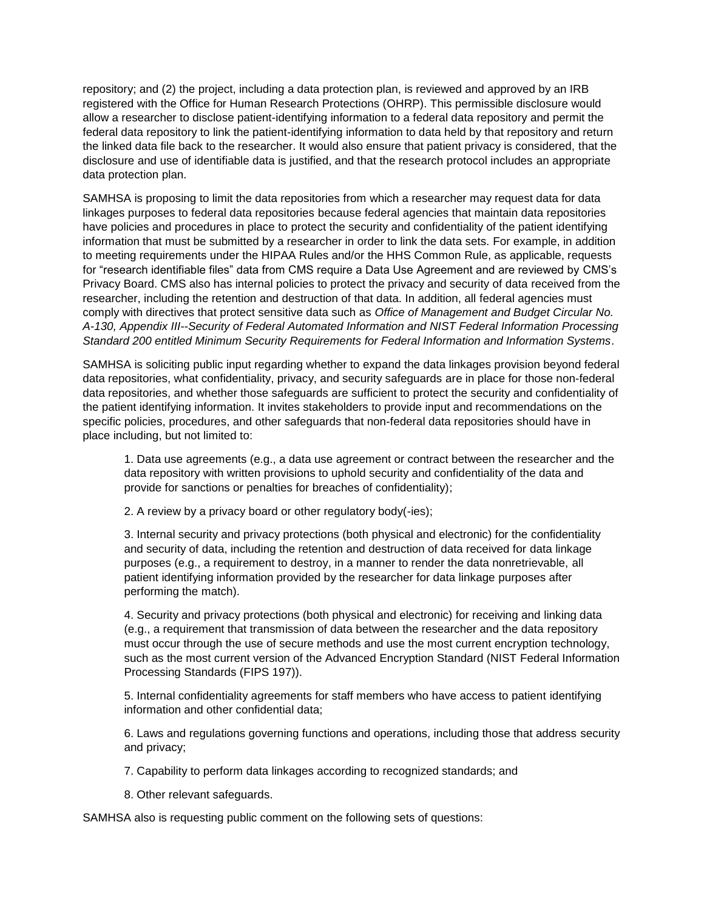repository; and (2) the project, including a data protection plan, is reviewed and approved by an IRB registered with the Office for Human Research Protections (OHRP). This permissible disclosure would allow a researcher to disclose patient-identifying information to a federal data repository and permit the federal data repository to link the patient-identifying information to data held by that repository and return the linked data file back to the researcher. It would also ensure that patient privacy is considered, that the disclosure and use of identifiable data is justified, and that the research protocol includes an appropriate data protection plan.

SAMHSA is proposing to limit the data repositories from which a researcher may request data for data linkages purposes to federal data repositories because federal agencies that maintain data repositories have policies and procedures in place to protect the security and confidentiality of the patient identifying information that must be submitted by a researcher in order to link the data sets. For example, in addition to meeting requirements under the HIPAA Rules and/or the HHS Common Rule, as applicable, requests for "research identifiable files" data from CMS require a Data Use Agreement and are reviewed by CMS's Privacy Board. CMS also has internal policies to protect the privacy and security of data received from the researcher, including the retention and destruction of that data. In addition, all federal agencies must comply with directives that protect sensitive data such as *Office of Management and Budget Circular No. A-130, Appendix III--Security of Federal Automated Information and NIST Federal Information Processing Standard 200 entitled Minimum Security Requirements for Federal Information and Information Systems*.

SAMHSA is soliciting public input regarding whether to expand the data linkages provision beyond federal data repositories, what confidentiality, privacy, and security safeguards are in place for those non-federal data repositories, and whether those safeguards are sufficient to protect the security and confidentiality of the patient identifying information. It invites stakeholders to provide input and recommendations on the specific policies, procedures, and other safeguards that non-federal data repositories should have in place including, but not limited to:

1. Data use agreements (e.g., a data use agreement or contract between the researcher and the data repository with written provisions to uphold security and confidentiality of the data and provide for sanctions or penalties for breaches of confidentiality);

2. A review by a privacy board or other regulatory body(-ies);

3. Internal security and privacy protections (both physical and electronic) for the confidentiality and security of data, including the retention and destruction of data received for data linkage purposes (e.g., a requirement to destroy, in a manner to render the data nonretrievable, all patient identifying information provided by the researcher for data linkage purposes after performing the match).

4. Security and privacy protections (both physical and electronic) for receiving and linking data (e.g., a requirement that transmission of data between the researcher and the data repository must occur through the use of secure methods and use the most current encryption technology, such as the most current version of the Advanced Encryption Standard (NIST Federal Information Processing Standards (FIPS 197)).

5. Internal confidentiality agreements for staff members who have access to patient identifying information and other confidential data;

6. Laws and regulations governing functions and operations, including those that address security and privacy;

7. Capability to perform data linkages according to recognized standards; and

8. Other relevant safeguards.

SAMHSA also is requesting public comment on the following sets of questions: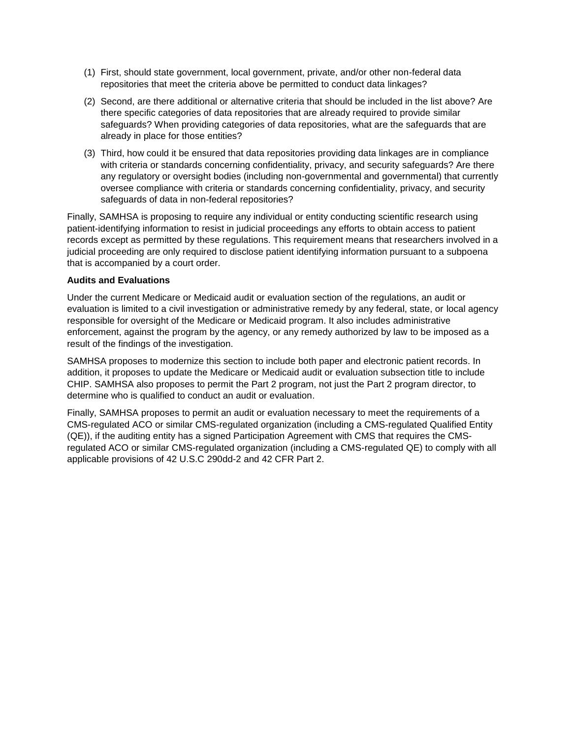(1) First, should state government, local government, private, and/or other non-federal data repositories that meet the criteria above be permitted to conduct data linkages?

(2) Second, are there additional or alternative criteria that should be included in the list above? Are there specific categories of data repositories that are already required to provide similar safeguards? When providing categories of data repositories, what are the safeguards that are already in place for those entities?

(3) Third, how could it be ensured that data repositories providing data linkages are in compliance with criteria or standards concerning confidentiality, privacy, and security safeguards? Are there any regulatory or oversight bodies (including non-governmental and governmental) that currently oversee compliance with criteria or standards concerning confidentiality, privacy, and security safeguards of data in non-federal repositories?

Finally, SAMHSA is proposing to require any individual or entity conducting scientific research using patient-identifying information to resist in judicial proceedings any efforts to obtain access to patient records except as permitted by these regulations. This requirement means that researchers involved in a judicial proceeding are only required to disclose patient identifying information pursuant to a subpoena that is accompanied by a court order.

**Audits and Evaluations**

Under the current Medicare or Medicaid audit or evaluation section of the regulations, an audit or evaluation is limited to a civil investigation or administrative remedy by any federal, state, or local agency responsible for oversight of the Medicare or Medicaid program. It also includes administrative enforcement, against the program by the agency, or any remedy authorized by law to be imposed as a result of the findings of the investigation.

SAMHSA proposes to modernize this section to include both paper and electronic patient records. In addition, it proposes to update the Medicare or Medicaid audit or evaluation subsection title to include CHIP. SAMHSA also proposes to permit the Part 2 program, not just the Part 2 program director, to determine who is qualified to conduct an audit or evaluation.

Finally, SAMHSA proposes to permit an audit or evaluation necessary to meet the requirements of a CMS-regulated ACO or similar CMS-regulated organization (including a CMS-regulated Qualified Entity (QE)), if the auditing entity has a signed Participation Agreement with CMS that requires the CMS-regulated ACO or similar CMS-regulated organization (including a CMS-regulated QE) to comply with all applicable provisions of 42 U.S.C 290dd-2 and 42 CFR Part 2.